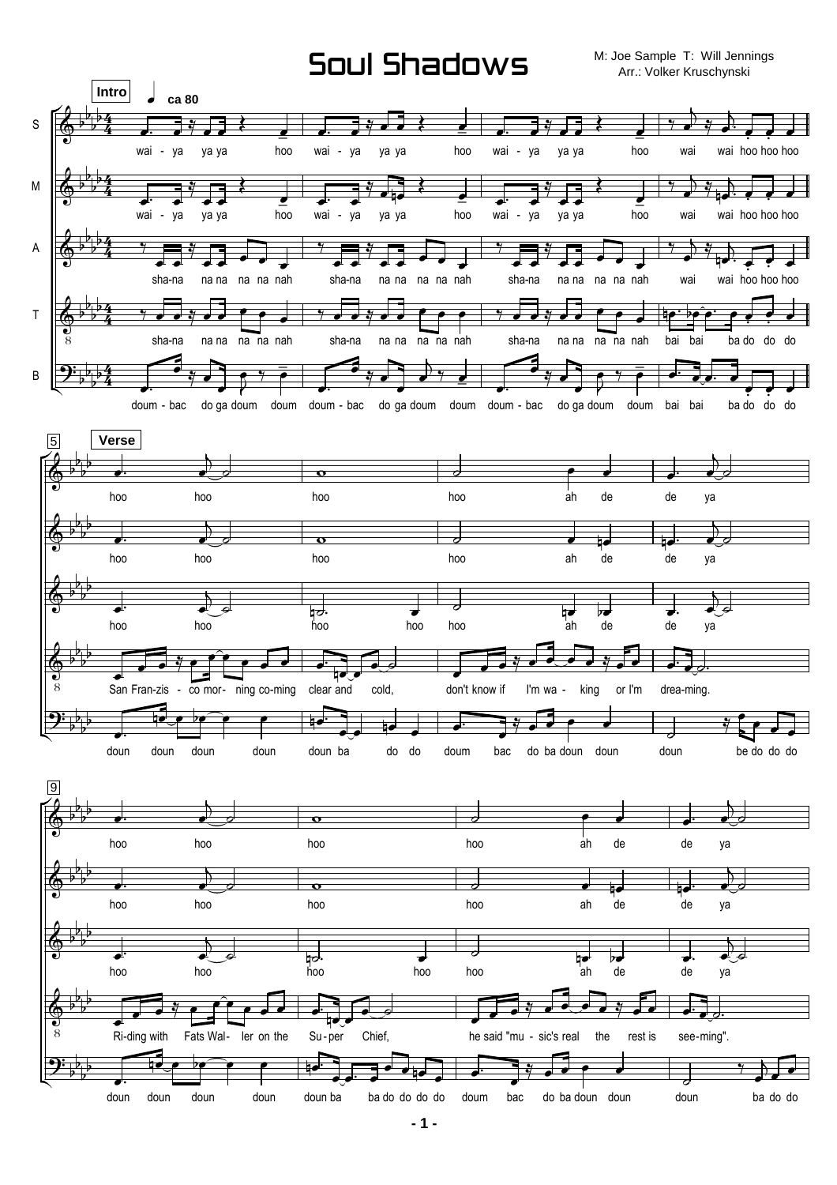# Soul Shadows

M: Joe Sample T: Will Jennings
Arr.: Volker Kruschynski

**Intro** ♩ ca 80

S: wai - ya ya ya hoo wai - ya ya ya hoo wai - ya ya ya hoo wai wai hoo hoo hoo

M: wai - ya ya ya hoo wai - ya ya ya hoo wai - ya ya ya hoo wai wai hoo hoo hoo

A: sha-na na na na na nah sha-na na na na na nah sha-na na na na na nah wai wai hoo hoo hoo

T: sha-na na na na na nah sha-na na na na na nah sha-na na na na na nah bai bai ba do do do

B: doum - bac do ga doum doum doum - bac do ga doum doum doum - bac do ga doum doum bai bai ba do do do

5 **Verse**

S: hoo hoo hoo hoo ah de de ya

M: hoo hoo hoo hoo ah de de ya

A: hoo hoo hoo hoo hoo ah de de ya

T: San Fran-zis - co mor- ning co-ming clear and cold, don't know if I'm wa - king or I'm drea-ming.

B: doun doun doun doun doun ba do do doum bac do ba doun doun doun be do do do

9

S: hoo hoo hoo hoo ah de de ya

M: hoo hoo hoo hoo ah de de ya

A: hoo hoo hoo hoo hoo ah de de ya

T: Ri-ding with Fats Wal- ler on the Su-per Chief, he said "mu - sic's real the rest is see-ming".

B: doun doun doun doun doun ba ba do do do do doum bac do ba doun doun doun ba do do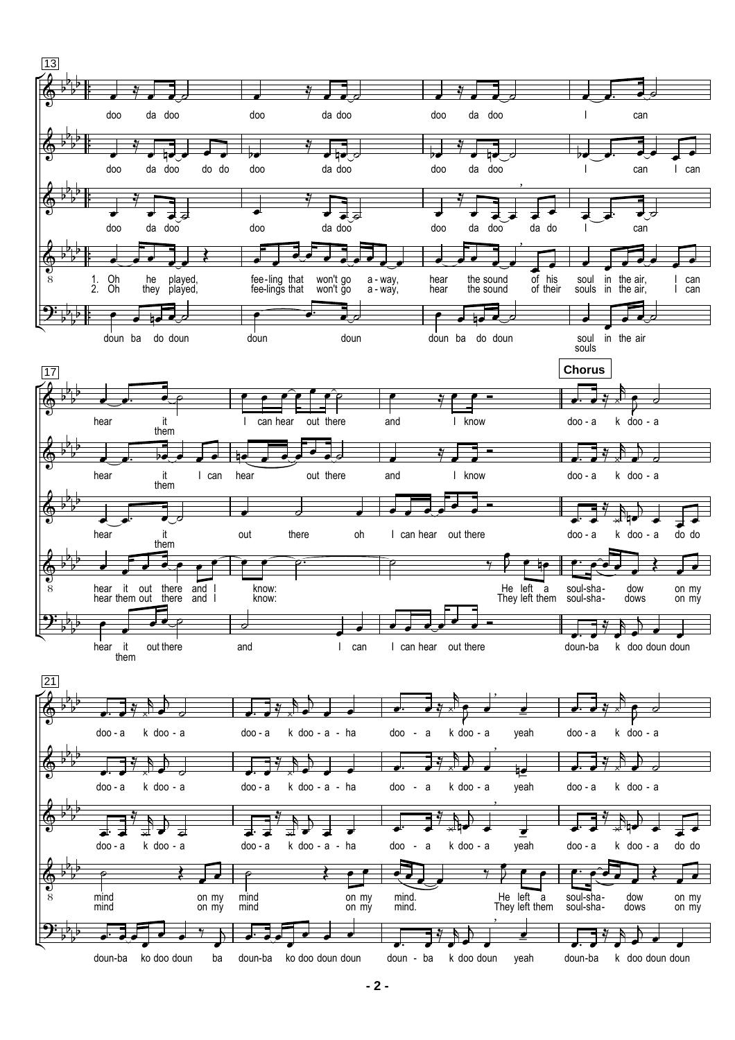13

doo da doo doo da doo doo da doo I can

doo da doo do do doo da doo doo da doo I can I can

doo da doo doo da doo doo da doo da do I can

1. Oh he played, fee-ling that won't go a-way, hear the sound of his soul in the air, I can
2. Oh they played, fee-lings that won't go a-way, hear the sound of their souls in the air, I can

doun ba do doun doun doun doun ba do doun soul in the air
souls

17

**Chorus**

hear it them I can hear out there and I know doo-a k doo-a

hear it them I can hear out there and I know doo-a k doo-a

hear it them out there oh I can hear out there doo-a k doo-a do do

hear it out there and I know: He left a soul-sha- dow on my
hear them out there and I know: They left them soul-sha- dows on my

hear it them out there and I can I can hear out there doun-ba k doo doun doun

21

doo-a k doo-a doo-a k doo-a-ha doo-a k doo-a yeah doo-a k doo-a

doo-a k doo-a doo-a k doo-a-ha doo-a k doo-a yeah doo-a k doo-a

doo-a k doo-a doo-a k doo-a-ha doo-a k doo-a yeah doo-a k doo-a do do

mind on my mind on my mind. He left a soul-sha- dow on my
mind on my mind on my mind. They left them soul-sha- dows on my

doun-ba ko doo doun ba doun-ba ko doo doun doun doun-ba k doo doun yeah doun-ba k doo doun doun